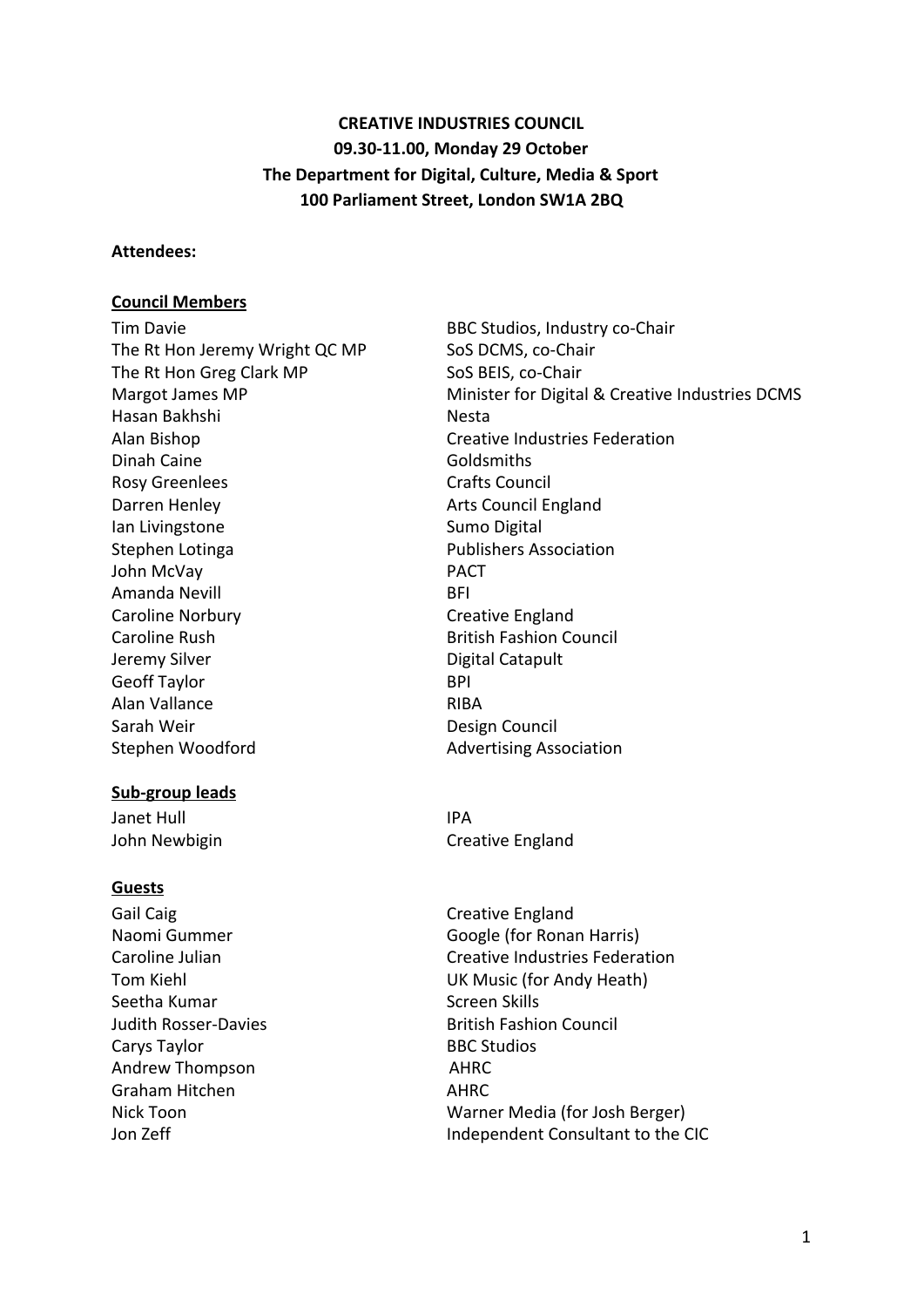**CREATIVE INDUSTRIES COUNCIL**
**09.30-11.00, Monday 29 October**
**The Department for Digital, Culture, Media & Sport**
**100 Parliament Street, London SW1A 2BQ**

**Attendees:**

**Council Members**

| | |
|---|---|
| Tim Davie | BBC Studios, Industry co-Chair |
| The Rt Hon Jeremy Wright QC MP | SoS DCMS, co-Chair |
| The Rt Hon Greg Clark MP | SoS BEIS, co-Chair |
| Margot James MP | Minister for Digital & Creative Industries DCMS |
| Hasan Bakhshi | Nesta |
| Alan Bishop | Creative Industries Federation |
| Dinah Caine | Goldsmiths |
| Rosy Greenlees | Crafts Council |
| Darren Henley | Arts Council England |
| Ian Livingstone | Sumo Digital |
| Stephen Lotinga | Publishers Association |
| John McVay | PACT |
| Amanda Nevill | BFI |
| Caroline Norbury | Creative England |
| Caroline Rush | British Fashion Council |
| Jeremy Silver | Digital Catapult |
| Geoff Taylor | BPI |
| Alan Vallance | RIBA |
| Sarah Weir | Design Council |
| Stephen Woodford | Advertising Association |

**Sub-group leads**

| | |
|---|---|
| Janet Hull | IPA |
| John Newbigin | Creative England |

**Guests**

| | |
|---|---|
| Gail Caig | Creative England |
| Naomi Gummer | Google (for Ronan Harris) |
| Caroline Julian | Creative Industries Federation |
| Tom Kiehl | UK Music (for Andy Heath) |
| Seetha Kumar | Screen Skills |
| Judith Rosser-Davies | British Fashion Council |
| Carys Taylor | BBC Studios |
| Andrew Thompson | AHRC |
| Graham Hitchen | AHRC |
| Nick Toon | Warner Media (for Josh Berger) |
| Jon Zeff | Independent Consultant to the CIC |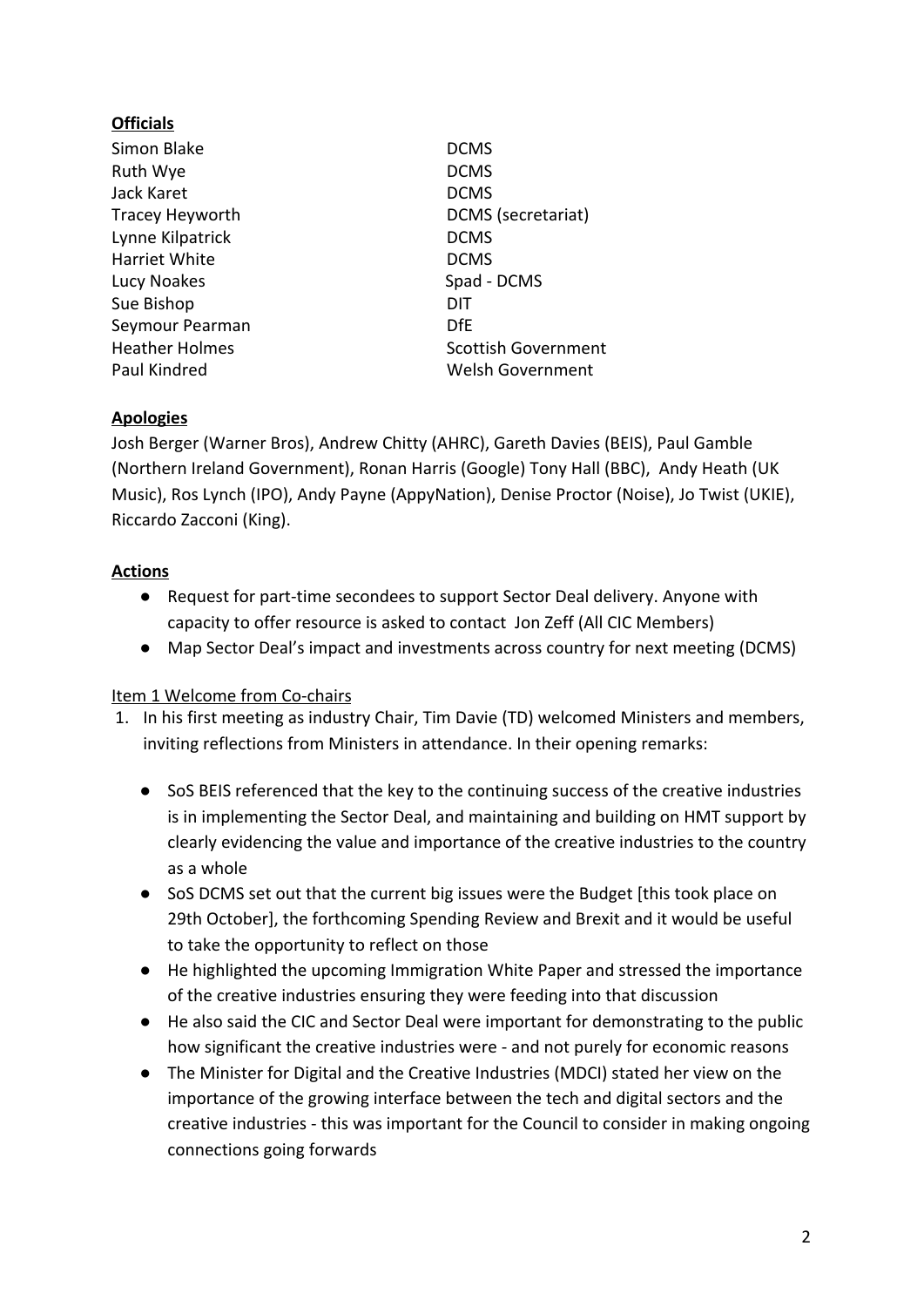**Officials**

| | |
|---|---|
| Simon Blake | DCMS |
| Ruth Wye | DCMS |
| Jack Karet | DCMS |
| Tracey Heyworth | DCMS (secretariat) |
| Lynne Kilpatrick | DCMS |
| Harriet White | DCMS |
| Lucy Noakes | Spad - DCMS |
| Sue Bishop | DIT |
| Seymour Pearman | DfE |
| Heather Holmes | Scottish Government |
| Paul Kindred | Welsh Government |

**Apologies**

Josh Berger (Warner Bros), Andrew Chitty (AHRC), Gareth Davies (BEIS), Paul Gamble (Northern Ireland Government), Ronan Harris (Google) Tony Hall (BBC), Andy Heath (UK Music), Ros Lynch (IPO), Andy Payne (AppyNation), Denise Proctor (Noise), Jo Twist (UKIE), Riccardo Zacconi (King).

**Actions**

- Request for part-time secondees to support Sector Deal delivery. Anyone with capacity to offer resource is asked to contact Jon Zeff (All CIC Members)
- Map Sector Deal's impact and investments across country for next meeting (DCMS)

Item 1 Welcome from Co-chairs

1. In his first meeting as industry Chair, Tim Davie (TD) welcomed Ministers and members, inviting reflections from Ministers in attendance. In their opening remarks:

    - SoS BEIS referenced that the key to the continuing success of the creative industries is in implementing the Sector Deal, and maintaining and building on HMT support by clearly evidencing the value and importance of the creative industries to the country as a whole
    - SoS DCMS set out that the current big issues were the Budget [this took place on 29th October], the forthcoming Spending Review and Brexit and it would be useful to take the opportunity to reflect on those
    - He highlighted the upcoming Immigration White Paper and stressed the importance of the creative industries ensuring they were feeding into that discussion
    - He also said the CIC and Sector Deal were important for demonstrating to the public how significant the creative industries were - and not purely for economic reasons
    - The Minister for Digital and the Creative Industries (MDCI) stated her view on the importance of the growing interface between the tech and digital sectors and the creative industries - this was important for the Council to consider in making ongoing connections going forwards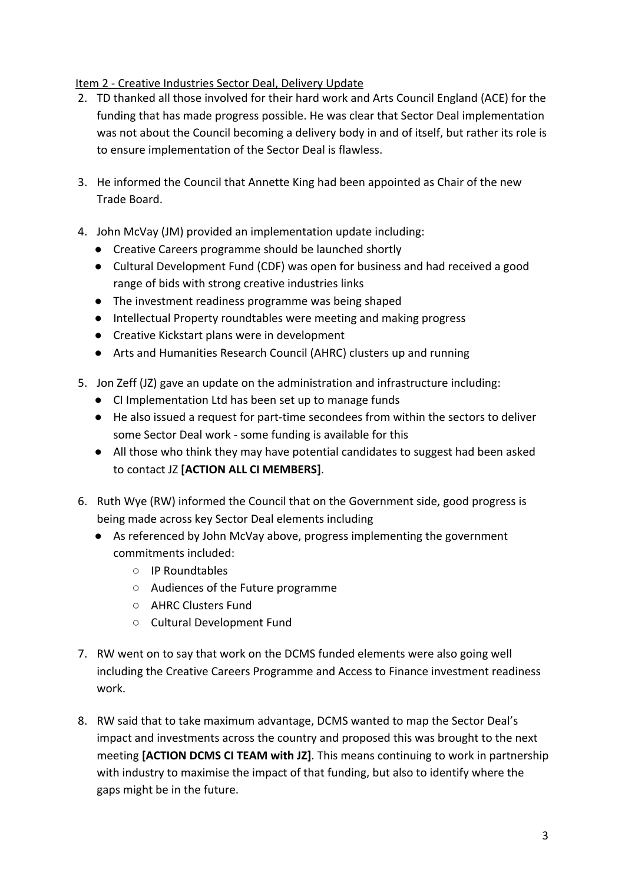Item 2 - Creative Industries Sector Deal, Delivery Update

2. TD thanked all those involved for their hard work and Arts Council England (ACE) for the funding that has made progress possible. He was clear that Sector Deal implementation was not about the Council becoming a delivery body in and of itself, but rather its role is to ensure implementation of the Sector Deal is flawless.

3. He informed the Council that Annette King had been appointed as Chair of the new Trade Board.

4. John McVay (JM) provided an implementation update including:
   - Creative Careers programme should be launched shortly
   - Cultural Development Fund (CDF) was open for business and had received a good range of bids with strong creative industries links
   - The investment readiness programme was being shaped
   - Intellectual Property roundtables were meeting and making progress
   - Creative Kickstart plans were in development
   - Arts and Humanities Research Council (AHRC) clusters up and running

5. Jon Zeff (JZ) gave an update on the administration and infrastructure including:
   - CI Implementation Ltd has been set up to manage funds
   - He also issued a request for part-time secondees from within the sectors to deliver some Sector Deal work - some funding is available for this
   - All those who think they may have potential candidates to suggest had been asked to contact JZ **[ACTION ALL CI MEMBERS]**.

6. Ruth Wye (RW) informed the Council that on the Government side, good progress is being made across key Sector Deal elements including
   - As referenced by John McVay above, progress implementing the government commitments included:
     - IP Roundtables
     - Audiences of the Future programme
     - AHRC Clusters Fund
     - Cultural Development Fund

7. RW went on to say that work on the DCMS funded elements were also going well including the Creative Careers Programme and Access to Finance investment readiness work.

8. RW said that to take maximum advantage, DCMS wanted to map the Sector Deal's impact and investments across the country and proposed this was brought to the next meeting **[ACTION DCMS CI TEAM with JZ]**. This means continuing to work in partnership with industry to maximise the impact of that funding, but also to identify where the gaps might be in the future.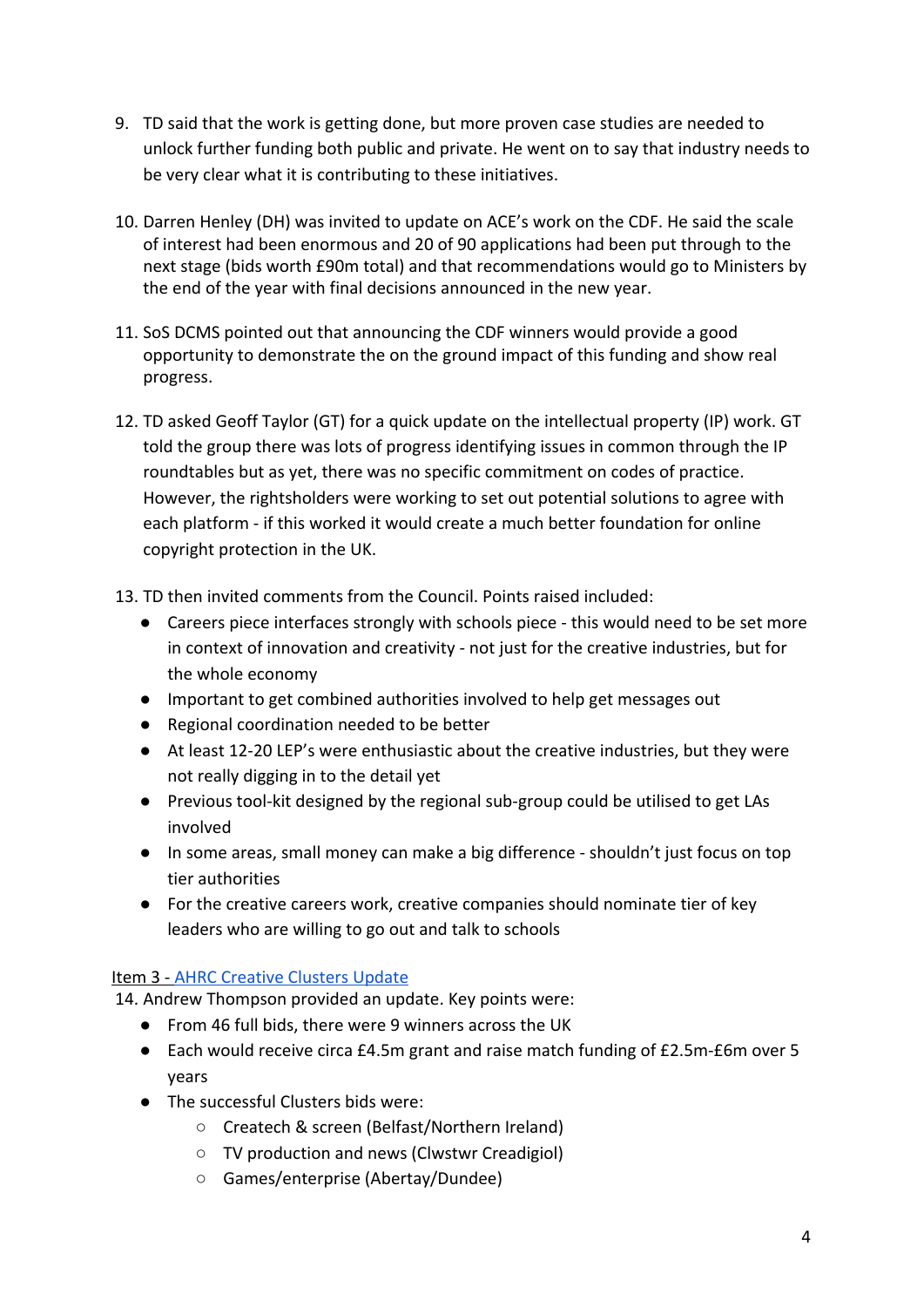9. TD said that the work is getting done, but more proven case studies are needed to unlock further funding both public and private. He went on to say that industry needs to be very clear what it is contributing to these initiatives.

10. Darren Henley (DH) was invited to update on ACE's work on the CDF. He said the scale of interest had been enormous and 20 of 90 applications had been put through to the next stage (bids worth £90m total) and that recommendations would go to Ministers by the end of the year with final decisions announced in the new year.

11. SoS DCMS pointed out that announcing the CDF winners would provide a good opportunity to demonstrate the on the ground impact of this funding and show real progress.

12. TD asked Geoff Taylor (GT) for a quick update on the intellectual property (IP) work. GT told the group there was lots of progress identifying issues in common through the IP roundtables but as yet, there was no specific commitment on codes of practice. However, the rightsholders were working to set out potential solutions to agree with each platform - if this worked it would create a much better foundation for online copyright protection in the UK.

13. TD then invited comments from the Council. Points raised included:
    - Careers piece interfaces strongly with schools piece - this would need to be set more in context of innovation and creativity - not just for the creative industries, but for the whole economy
    - Important to get combined authorities involved to help get messages out
    - Regional coordination needed to be better
    - At least 12-20 LEP's were enthusiastic about the creative industries, but they were not really digging in to the detail yet
    - Previous tool-kit designed by the regional sub-group could be utilised to get LAs involved
    - In some areas, small money can make a big difference - shouldn't just focus on top tier authorities
    - For the creative careers work, creative companies should nominate tier of key leaders who are willing to go out and talk to schools

Item 3 - AHRC Creative Clusters Update

14. Andrew Thompson provided an update. Key points were:
    - From 46 full bids, there were 9 winners across the UK
    - Each would receive circa £4.5m grant and raise match funding of £2.5m-£6m over 5 years
    - The successful Clusters bids were:
        - Createch & screen (Belfast/Northern Ireland)
        - TV production and news (Clwstwr Creadigiol)
        - Games/enterprise (Abertay/Dundee)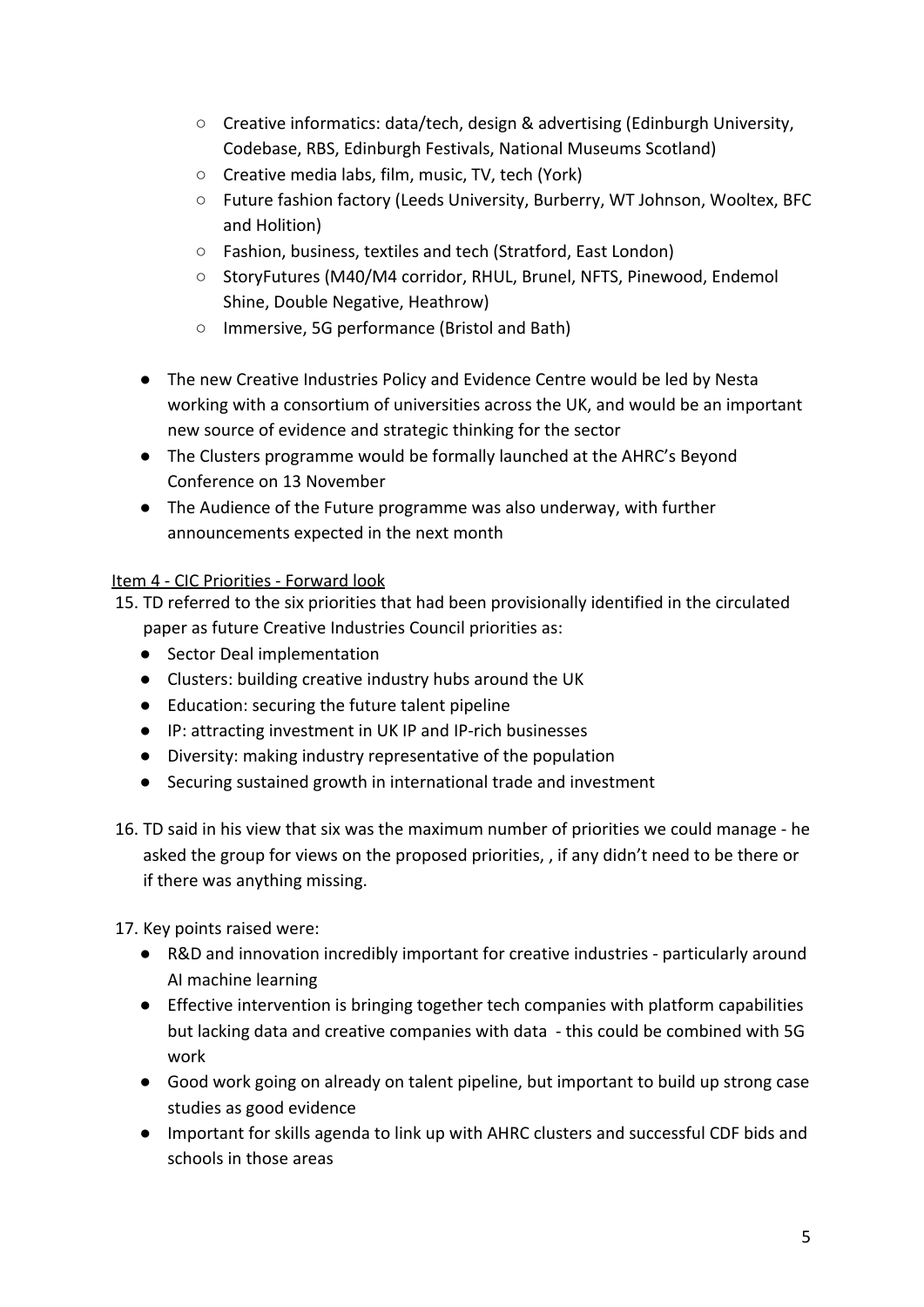- Creative informatics: data/tech, design & advertising (Edinburgh University, Codebase, RBS, Edinburgh Festivals, National Museums Scotland)
    - Creative media labs, film, music, TV, tech (York)
    - Future fashion factory (Leeds University, Burberry, WT Johnson, Wooltex, BFC and Holition)
    - Fashion, business, textiles and tech (Stratford, East London)
    - StoryFutures (M40/M4 corridor, RHUL, Brunel, NFTS, Pinewood, Endemol Shine, Double Negative, Heathrow)
    - Immersive, 5G performance (Bristol and Bath)

- The new Creative Industries Policy and Evidence Centre would be led by Nesta working with a consortium of universities across the UK, and would be an important new source of evidence and strategic thinking for the sector
- The Clusters programme would be formally launched at the AHRC's Beyond Conference on 13 November
- The Audience of the Future programme was also underway, with further announcements expected in the next month

<u>Item 4 - CIC Priorities - Forward look</u>

15. TD referred to the six priorities that had been provisionally identified in the circulated paper as future Creative Industries Council priorities as:
    - Sector Deal implementation
    - Clusters: building creative industry hubs around the UK
    - Education: securing the future talent pipeline
    - IP: attracting investment in UK IP and IP-rich businesses
    - Diversity: making industry representative of the population
    - Securing sustained growth in international trade and investment

16. TD said in his view that six was the maximum number of priorities we could manage - he asked the group for views on the proposed priorities, , if any didn't need to be there or if there was anything missing.

17. Key points raised were:
    - R&D and innovation incredibly important for creative industries - particularly around AI machine learning
    - Effective intervention is bringing together tech companies with platform capabilities but lacking data and creative companies with data - this could be combined with 5G work
    - Good work going on already on talent pipeline, but important to build up strong case studies as good evidence
    - Important for skills agenda to link up with AHRC clusters and successful CDF bids and schools in those areas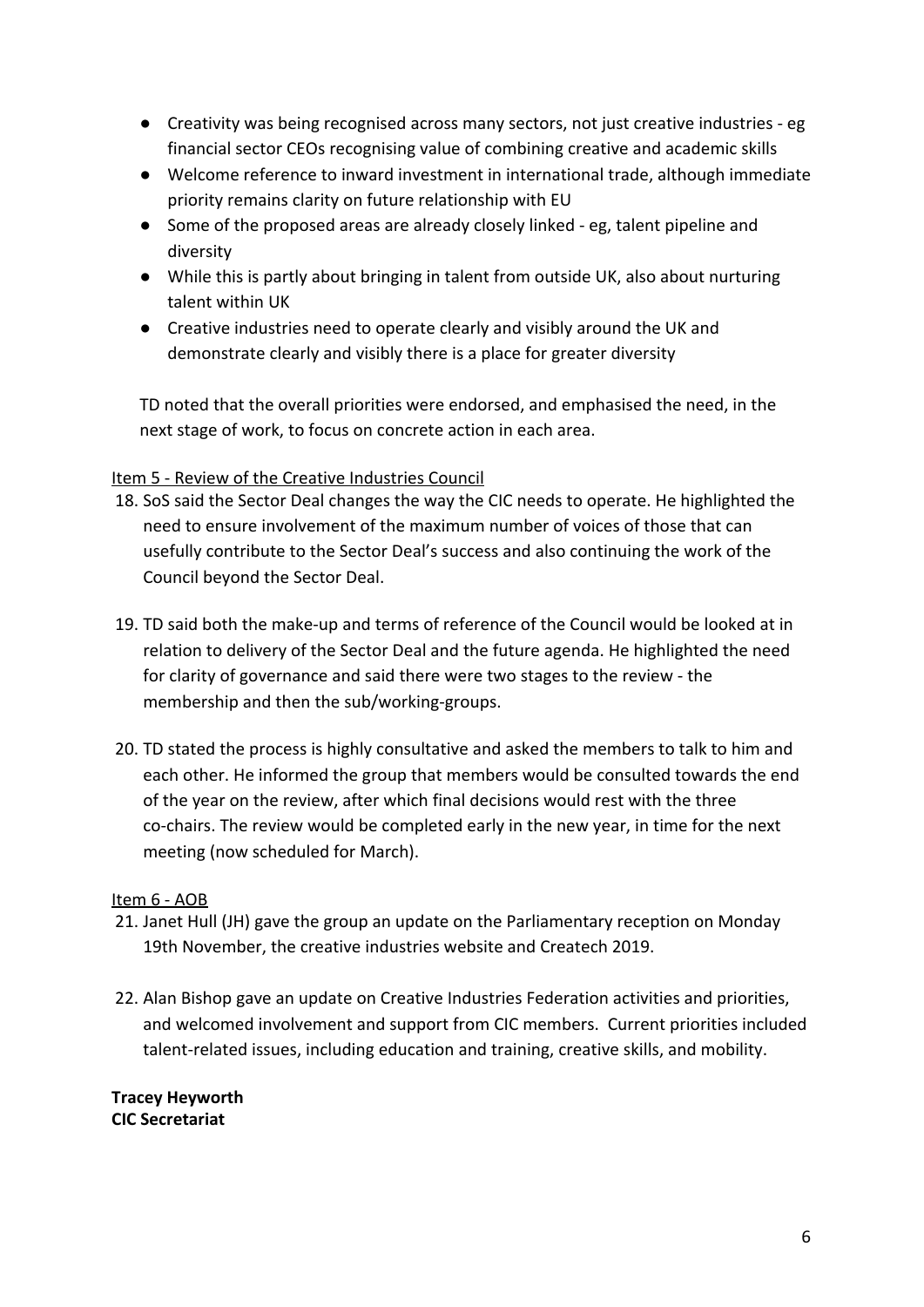- Creativity was being recognised across many sectors, not just creative industries - eg financial sector CEOs recognising value of combining creative and academic skills
- Welcome reference to inward investment in international trade, although immediate priority remains clarity on future relationship with EU
- Some of the proposed areas are already closely linked - eg, talent pipeline and diversity
- While this is partly about bringing in talent from outside UK, also about nurturing talent within UK
- Creative industries need to operate clearly and visibly around the UK and demonstrate clearly and visibly there is a place for greater diversity

TD noted that the overall priorities were endorsed, and emphasised the need, in the next stage of work, to focus on concrete action in each area.

<u>Item 5 - Review of the Creative Industries Council</u>

18. SoS said the Sector Deal changes the way the CIC needs to operate. He highlighted the need to ensure involvement of the maximum number of voices of those that can usefully contribute to the Sector Deal's success and also continuing the work of the Council beyond the Sector Deal.

19. TD said both the make-up and terms of reference of the Council would be looked at in relation to delivery of the Sector Deal and the future agenda. He highlighted the need for clarity of governance and said there were two stages to the review - the membership and then the sub/working-groups.

20. TD stated the process is highly consultative and asked the members to talk to him and each other. He informed the group that members would be consulted towards the end of the year on the review, after which final decisions would rest with the three co-chairs. The review would be completed early in the new year, in time for the next meeting (now scheduled for March).

<u>Item 6 - AOB</u>

21. Janet Hull (JH) gave the group an update on the Parliamentary reception on Monday 19th November, the creative industries website and Createch 2019.

22. Alan Bishop gave an update on Creative Industries Federation activities and priorities, and welcomed involvement and support from CIC members. Current priorities included talent-related issues, including education and training, creative skills, and mobility.

**Tracey Heyworth**
**CIC Secretariat**